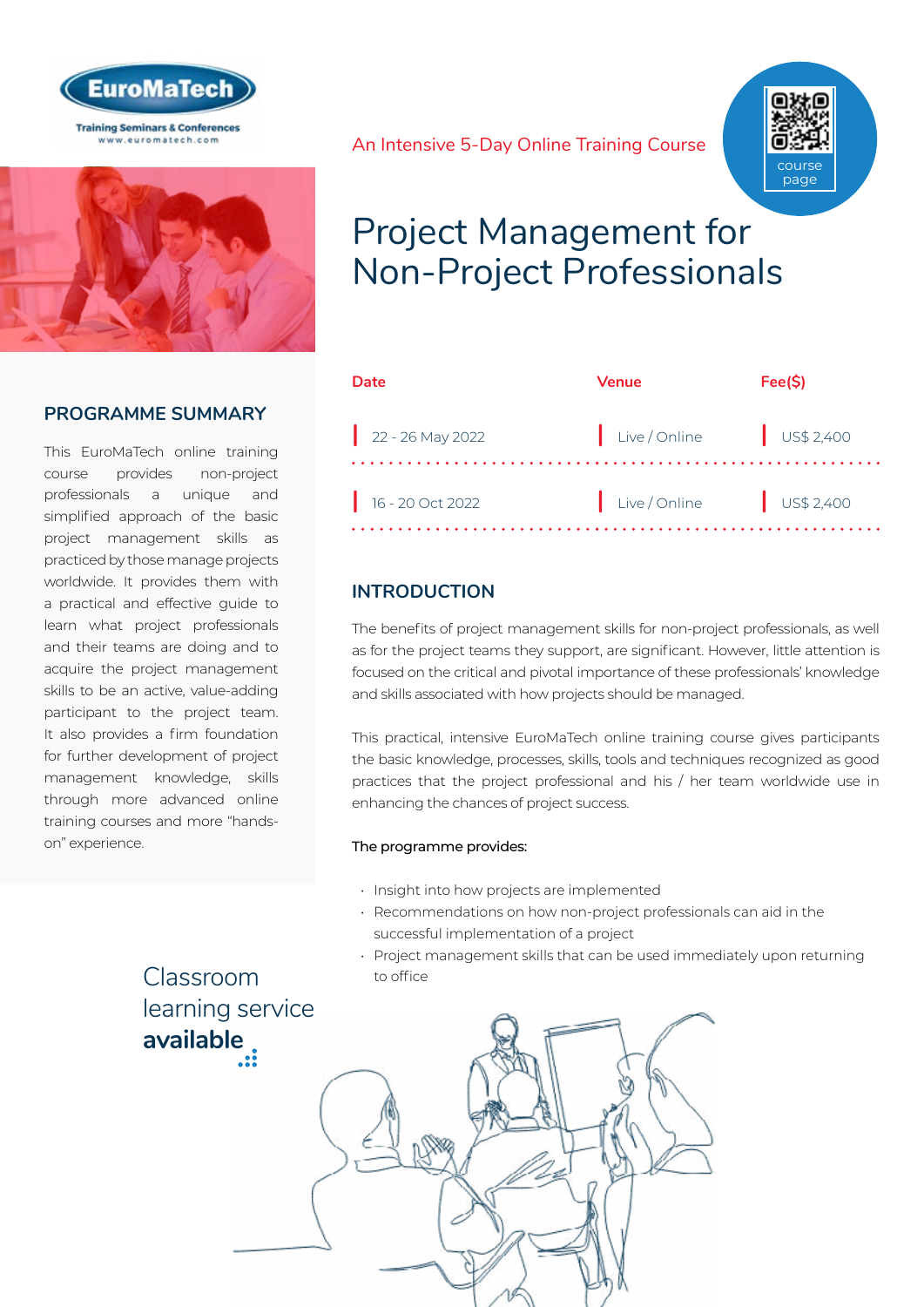EuroMaTech

Training Seminars & Conferences
www.euromatech.com

An Intensive 5-Day Online Training Course

course page

# Project Management for Non-Project Professionals

| Date | Venue | Fee($) |
|---|---|---|
| 22 - 26 May 2022 | Live / Online | US$ 2,400 |
| 16 - 20 Oct 2022 | Live / Online | US$ 2,400 |

## PROGRAMME SUMMARY

This EuroMaTech online training course provides non-project professionals a unique and simplified approach of the basic project management skills as practiced by those manage projects worldwide. It provides them with a practical and effective guide to learn what project professionals and their teams are doing and to acquire the project management skills to be an active, value-adding participant to the project team. It also provides a firm foundation for further development of project management knowledge, skills through more advanced online training courses and more "hands-on" experience.

Classroom learning service **available**

## INTRODUCTION

The benefits of project management skills for non-project professionals, as well as for the project teams they support, are significant. However, little attention is focused on the critical and pivotal importance of these professionals' knowledge and skills associated with how projects should be managed.

This practical, intensive EuroMaTech online training course gives participants the basic knowledge, processes, skills, tools and techniques recognized as good practices that the project professional and his / her team worldwide use in enhancing the chances of project success.

**The programme provides:**

- Insight into how projects are implemented
- Recommendations on how non-project professionals can aid in the successful implementation of a project
- Project management skills that can be used immediately upon returning to office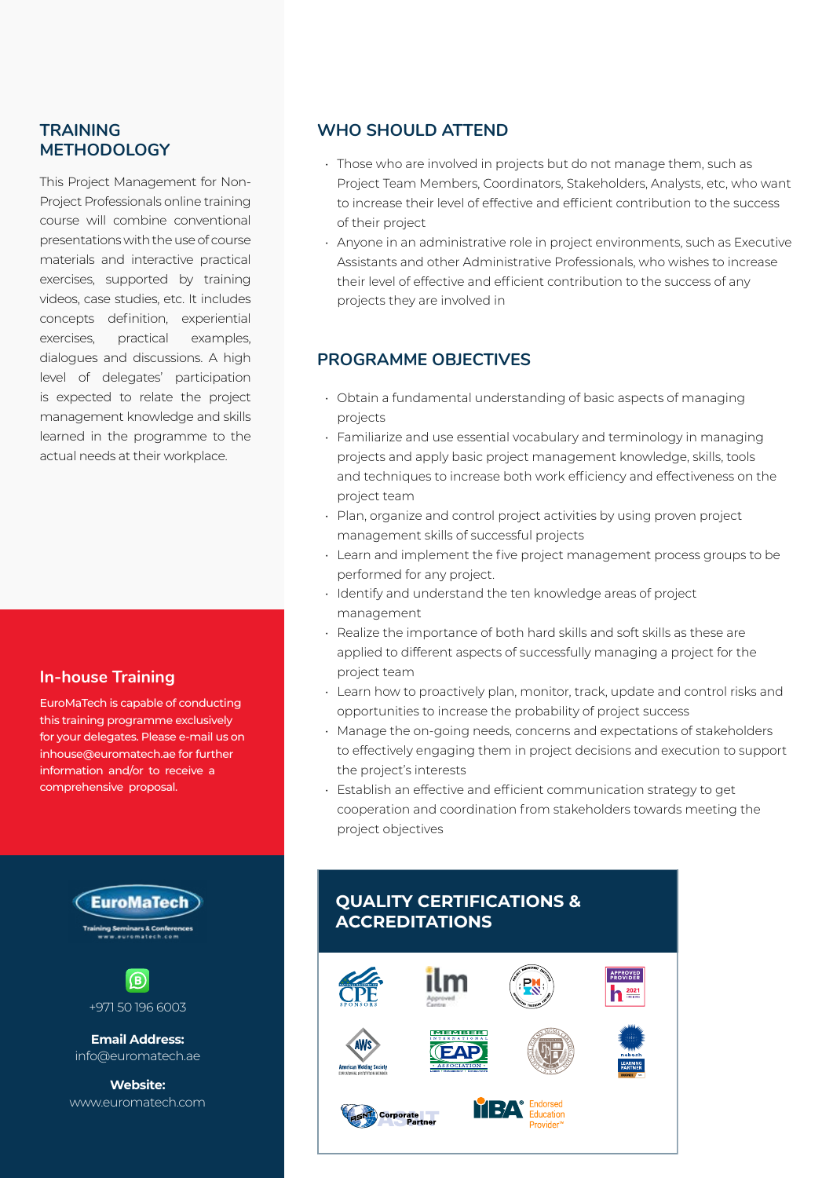## TRAINING METHODOLOGY

This Project Management for Non-Project Professionals online training course will combine conventional presentations with the use of course materials and interactive practical exercises, supported by training videos, case studies, etc. It includes concepts definition, experiential exercises, practical examples, dialogues and discussions. A high level of delegates' participation is expected to relate the project management knowledge and skills learned in the programme to the actual needs at their workplace.

## In-house Training

EuroMaTech is capable of conducting this training programme exclusively for your delegates. Please e-mail us on inhouse@euromatech.ae for further information and/or to receive a comprehensive proposal.

EuroMaTech
Training Seminars & Conferences
www.euromatech.com

+971 50 196 6003

**Email Address:**
info@euromatech.ae

**Website:**
www.euromatech.com

## WHO SHOULD ATTEND

- Those who are involved in projects but do not manage them, such as Project Team Members, Coordinators, Stakeholders, Analysts, etc, who want to increase their level of effective and efficient contribution to the success of their project
- Anyone in an administrative role in project environments, such as Executive Assistants and other Administrative Professionals, who wishes to increase their level of effective and efficient contribution to the success of any projects they are involved in

## PROGRAMME OBJECTIVES

- Obtain a fundamental understanding of basic aspects of managing projects
- Familiarize and use essential vocabulary and terminology in managing projects and apply basic project management knowledge, skills, tools and techniques to increase both work efficiency and effectiveness on the project team
- Plan, organize and control project activities by using proven project management skills of successful projects
- Learn and implement the five project management process groups to be performed for any project.
- Identify and understand the ten knowledge areas of project management
- Realize the importance of both hard skills and soft skills as these are applied to different aspects of successfully managing a project for the project team
- Learn how to proactively plan, monitor, track, update and control risks and opportunities to increase the probability of project success
- Manage the on-going needs, concerns and expectations of stakeholders to effectively engaging them in project decisions and execution to support the project's interests
- Establish an effective and efficient communication strategy to get cooperation and coordination from stakeholders towards meeting the project objectives

## QUALITY CERTIFICATIONS & ACCREDITATIONS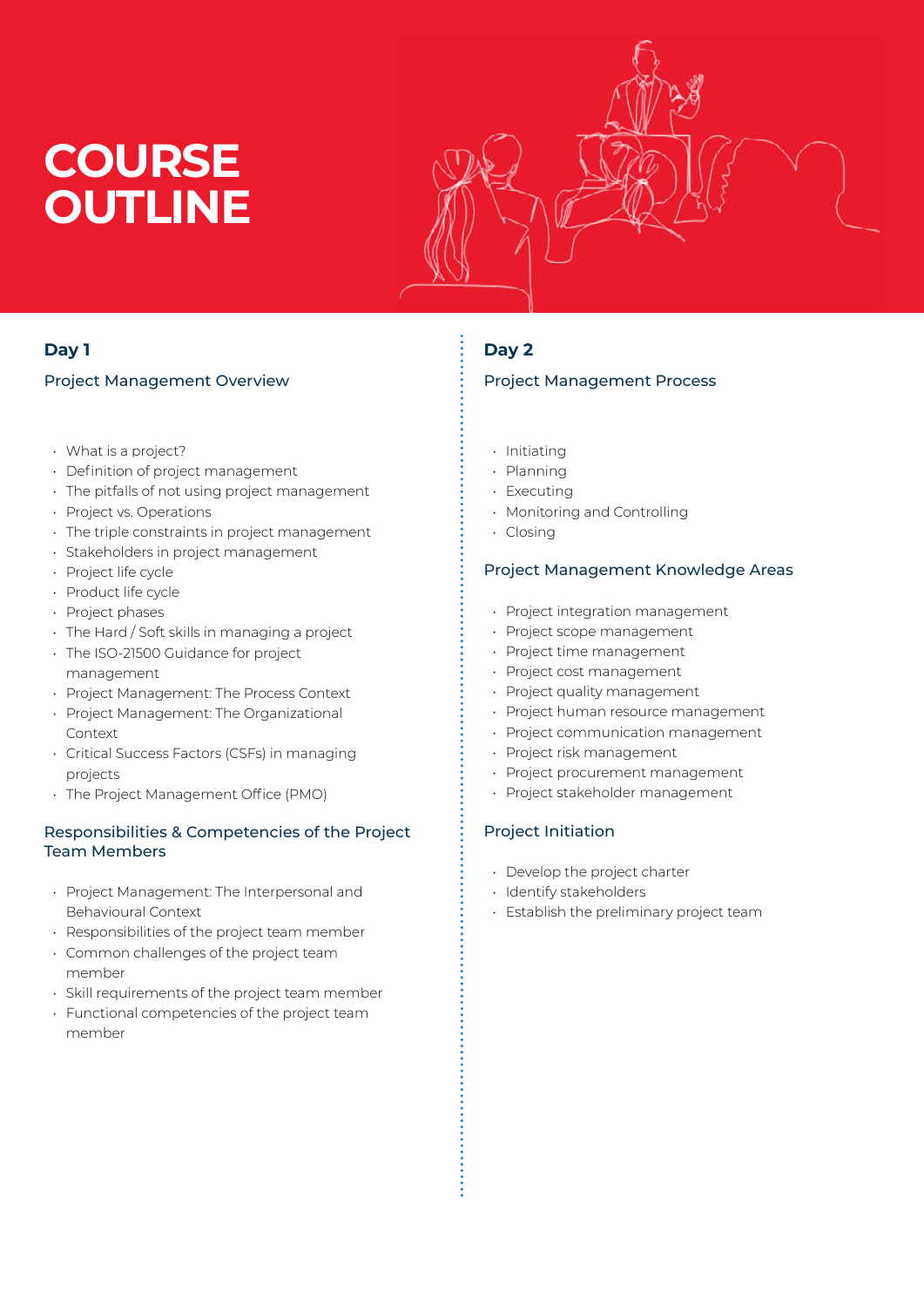# COURSE OUTLINE

## Day 1

### Project Management Overview

- What is a project?
- Definition of project management
- The pitfalls of not using project management
- Project vs. Operations
- The triple constraints in project management
- Stakeholders in project management
- Project life cycle
- Product life cycle
- Project phases
- The Hard / Soft skills in managing a project
- The ISO-21500 Guidance for project management
- Project Management: The Process Context
- Project Management: The Organizational Context
- Critical Success Factors (CSFs) in managing projects
- The Project Management Office (PMO)

### Responsibilities & Competencies of the Project Team Members

- Project Management: The Interpersonal and Behavioural Context
- Responsibilities of the project team member
- Common challenges of the project team member
- Skill requirements of the project team member
- Functional competencies of the project team member

## Day 2

### Project Management Process

- Initiating
- Planning
- Executing
- Monitoring and Controlling
- Closing

### Project Management Knowledge Areas

- Project integration management
- Project scope management
- Project time management
- Project cost management
- Project quality management
- Project human resource management
- Project communication management
- Project risk management
- Project procurement management
- Project stakeholder management

### Project Initiation

- Develop the project charter
- Identify stakeholders
- Establish the preliminary project team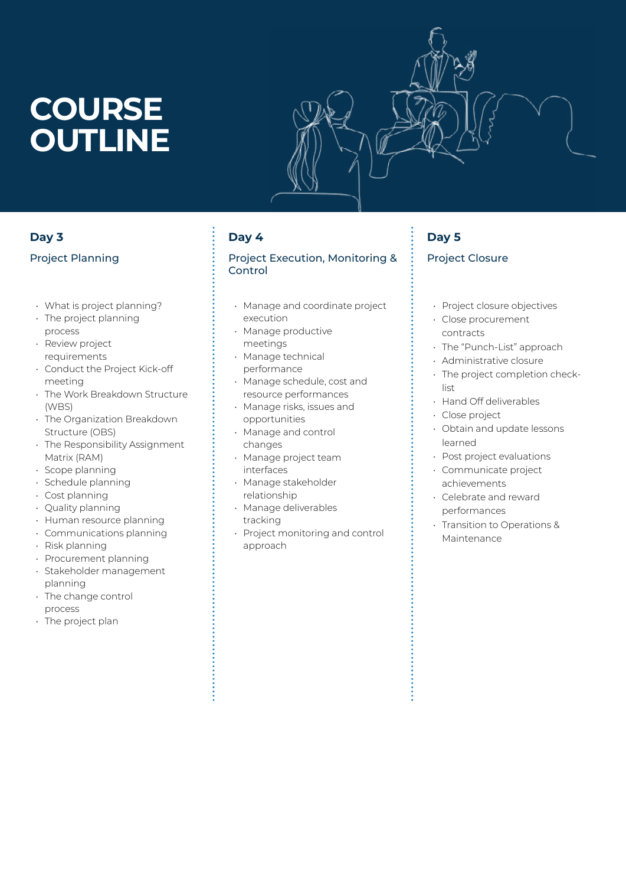# COURSE OUTLINE

## Day 3

### Project Planning

- What is project planning?
- The project planning process
- Review project requirements
- Conduct the Project Kick-off meeting
- The Work Breakdown Structure (WBS)
- The Organization Breakdown Structure (OBS)
- The Responsibility Assignment Matrix (RAM)
- Scope planning
- Schedule planning
- Cost planning
- Quality planning
- Human resource planning
- Communications planning
- Risk planning
- Procurement planning
- Stakeholder management planning
- The change control process
- The project plan

## Day 4

### Project Execution, Monitoring & Control

- Manage and coordinate project execution
- Manage productive meetings
- Manage technical performance
- Manage schedule, cost and resource performances
- Manage risks, issues and opportunities
- Manage and control changes
- Manage project team interfaces
- Manage stakeholder relationship
- Manage deliverables tracking
- Project monitoring and control approach

## Day 5

### Project Closure

- Project closure objectives
- Close procurement contracts
- The "Punch-List" approach
- Administrative closure
- The project completion check-list
- Hand Off deliverables
- Close project
- Obtain and update lessons learned
- Post project evaluations
- Communicate project achievements
- Celebrate and reward performances
- Transition to Operations & Maintenance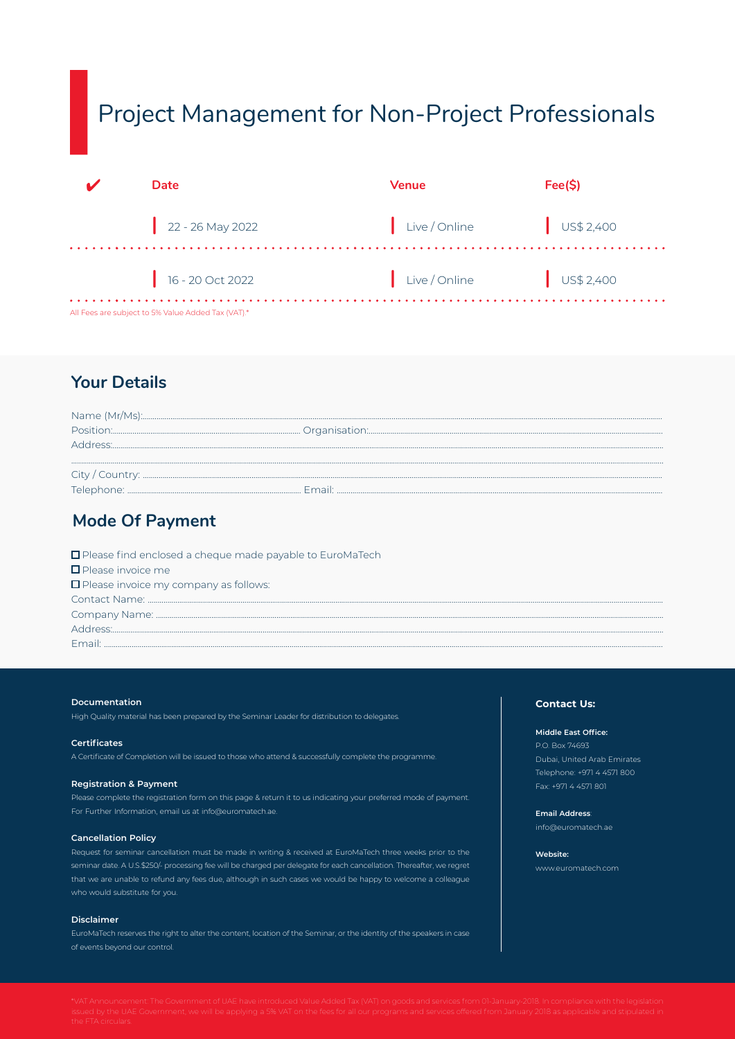# Project Management for Non-Project Professionals

| ✔ | Date | Venue | Fee($) |
|---|---|---|---|
| | 22 - 26 May 2022 | Live / Online | US$ 2,400 |
| | 16 - 20 Oct 2022 | Live / Online | US$ 2,400 |

All Fees are subject to 5% Value Added Tax (VAT).*

## Your Details

Name (Mr/Ms):......................................................................................................................................

Position:...................................................... Organisation:......................................................

Address:..............................................................................................................................................

..........................................................................................................................................................

City / Country: ....................................................................................................................................

Telephone: ................................................................ Email: ..........................................................

## Mode Of Payment

☐ Please find enclosed a cheque made payable to EuroMaTech

☐ Please invoice me

☐ Please invoice my company as follows:

Contact Name: ....................................................................................................................................

Company Name: ..................................................................................................................................

Address:..............................................................................................................................................

Email: ..................................................................................................................................................

**Documentation**

High Quality material has been prepared by the Seminar Leader for distribution to delegates.

**Certificates**

A Certificate of Completion will be issued to those who attend & successfully complete the programme.

**Registration & Payment**

Please complete the registration form on this page & return it to us indicating your preferred mode of payment. For Further Information, email us at info@euromatech.ae.

**Cancellation Policy**

Request for seminar cancellation must be made in writing & received at EuroMaTech three weeks prior to the seminar date. A U.S.$250/- processing fee will be charged per delegate for each cancellation. Thereafter, we regret that we are unable to refund any fees due, although in such cases we would be happy to welcome a colleague who would substitute for you.

**Disclaimer**

EuroMaTech reserves the right to alter the content, location of the Seminar, or the identity of the speakers in case of events beyond our control.

**Contact Us:**

**Middle East Office:**

P.O. Box 74693

Dubai, United Arab Emirates

Telephone: +971 4 4571 800

Fax: +971 4 4571 801

**Email Address**

info@euromatech.ae

**Website:**

www.euromatech.com

*VAT Announcement: The Government of UAE have introduced Value Added Tax (VAT) on goods and services from 01-January-2018. In compliance with the legislation issued by the UAE Government, we will be applying a 5% VAT on the fees for all our programs and services offered from January 2018 as applicable and stipulated in the FTA circulars.